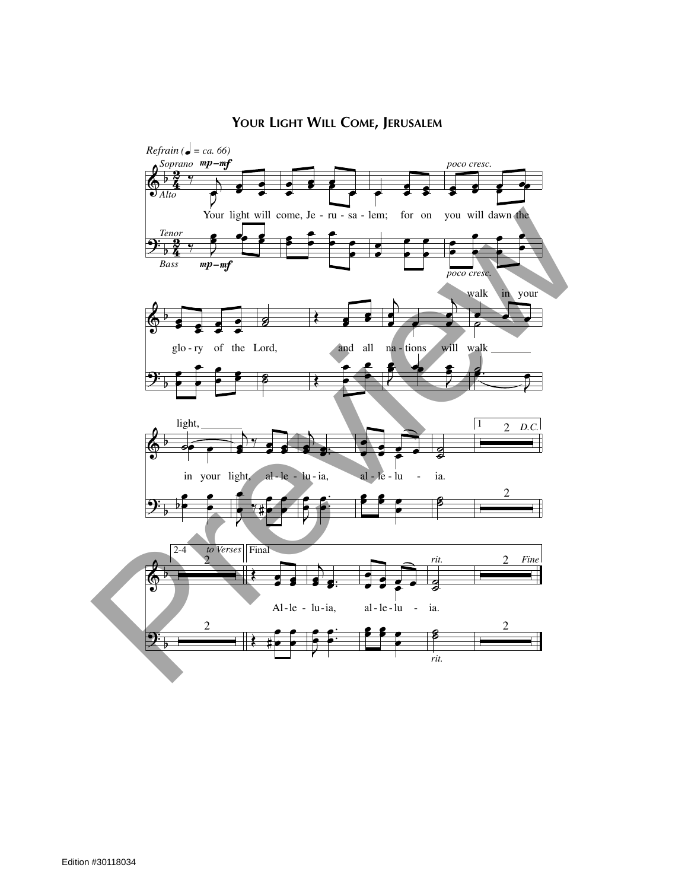# YOUR LIGHT WILL COME, JERUSALEM

*Refrain (♩ = ca. 66)*

Your light will come, Je - ru - sa - lem; for on you will dawn the glo - ry of the Lord, and all na - tions will walk in your light, al - le - lu - ia, al - le - lu - ia.

Al - le - lu - ia, al - le - lu - ia.

Edition #30118034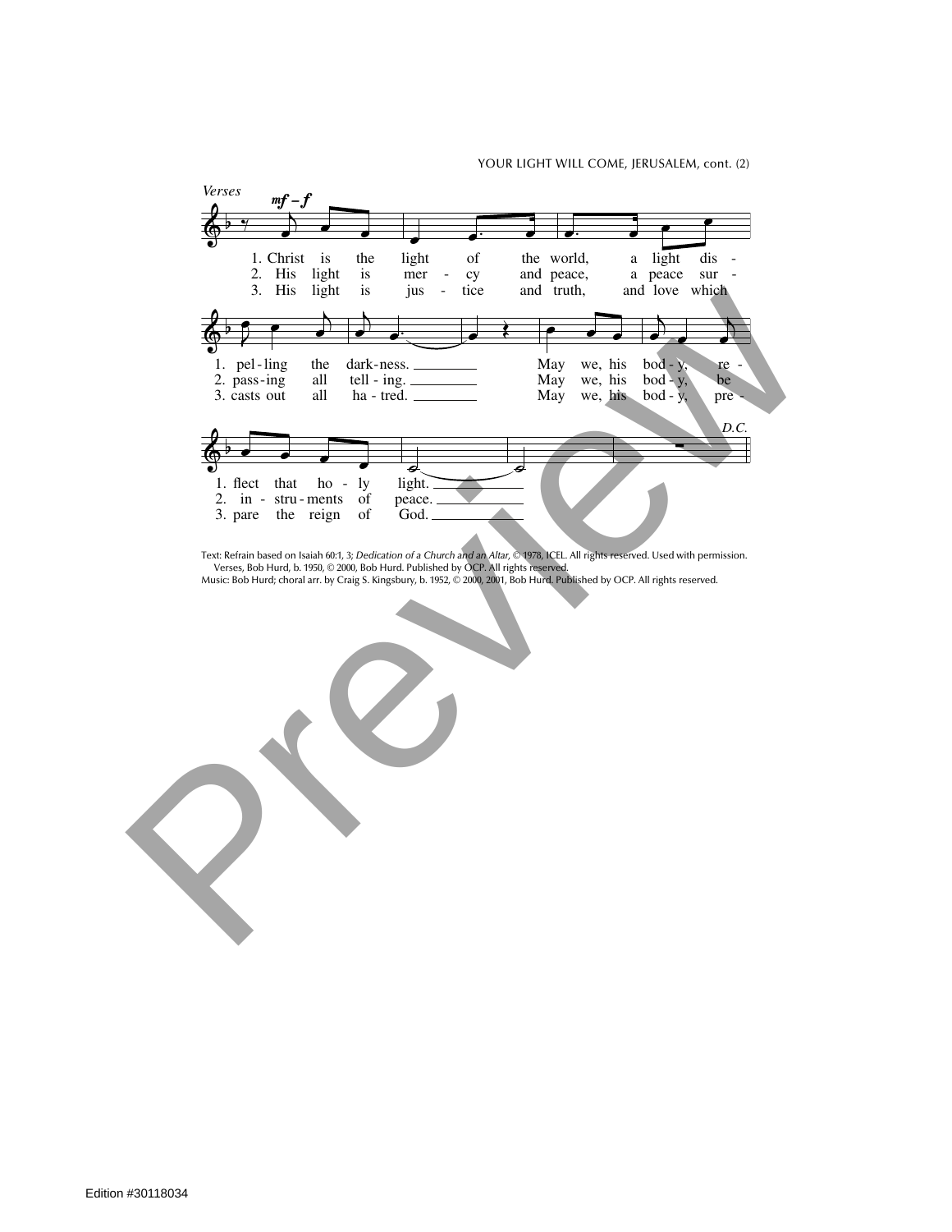*Verses*

1. Christ is the light of the world, a light dispelling the darkness. May we, his body, reflect that holy light.
2. His light is mercy and peace, a peace surpassing all telling. May we, his body, be instruments of peace.
3. His light is justice and truth, and love which casts out all hatred. May we, his body, prepare the reign of God.

*D.C.*

Text: Refrain based on Isaiah 60:1, 3; *Dedication of a Church and an Altar*, © 1978, ICEL. All rights reserved. Used with permission. Verses, Bob Hurd, b. 1950, © 2000, Bob Hurd. Published by OCP. All rights reserved.
Music: Bob Hurd; choral arr. by Craig S. Kingsbury, b. 1952, © 2000, 2001, Bob Hurd. Published by OCP. All rights reserved.

Edition #30118034